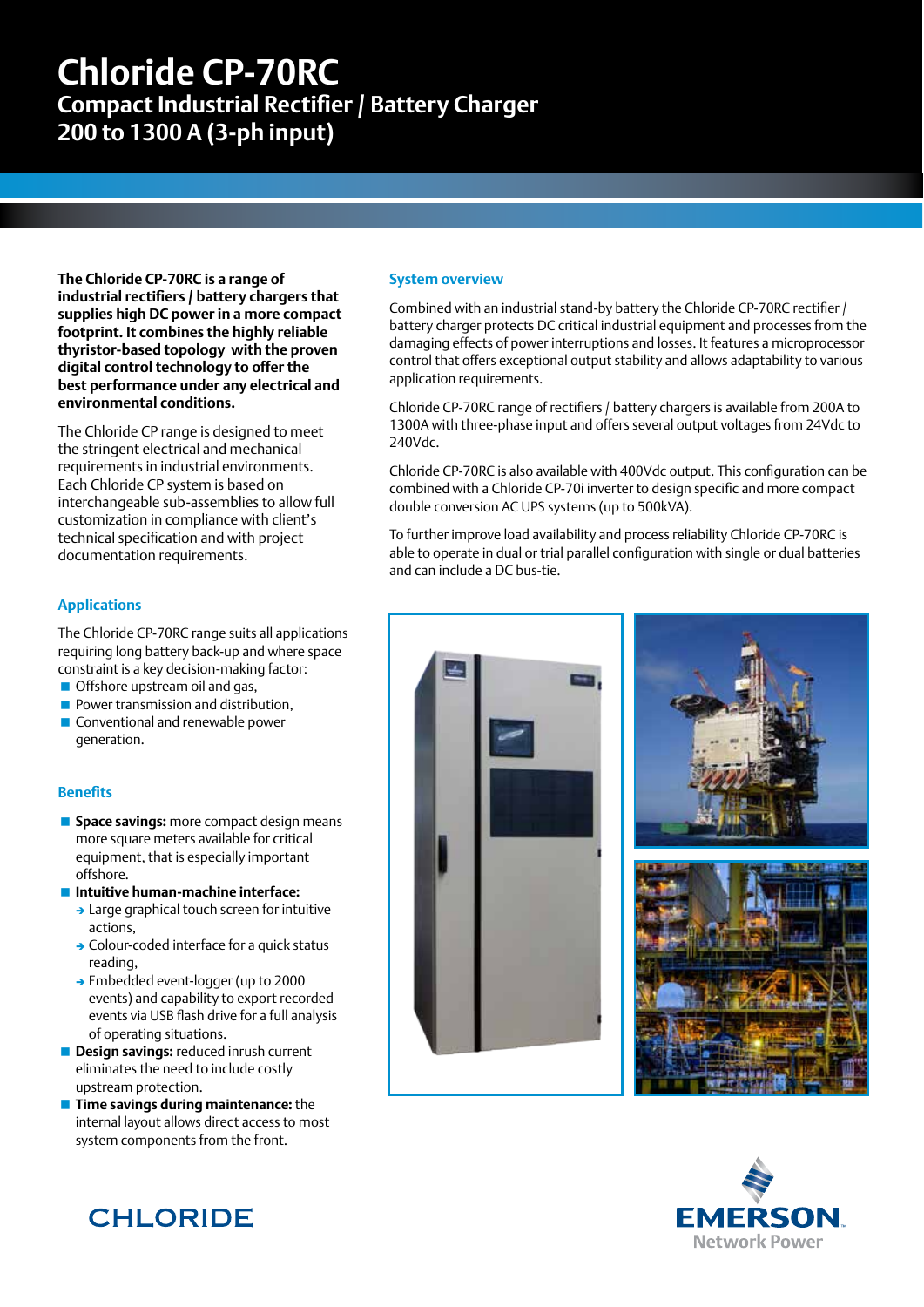# Chloride CP-70RC

## Compact Industrial Rectifier / Battery Charger
## 200 to 1300 A (3-ph input)

**The Chloride CP-70RC is a range of industrial rectifiers / battery chargers that supplies high DC power in a more compact footprint. It combines the highly reliable thyristor-based topology with the proven digital control technology to offer the best performance under any electrical and environmental conditions.**

The Chloride CP range is designed to meet the stringent electrical and mechanical requirements in industrial environments. Each Chloride CP system is based on interchangeable sub-assemblies to allow full customization in compliance with client's technical specification and with project documentation requirements.

### Applications

The Chloride CP-70RC range suits all applications requiring long battery back-up and where space constraint is a key decision-making factor:

- Offshore upstream oil and gas,
- Power transmission and distribution,
- Conventional and renewable power generation.

### Benefits

- **Space savings:** more compact design means more square meters available for critical equipment, that is especially important offshore.
- **Intuitive human-machine interface:**
  - Large graphical touch screen for intuitive actions,
  - Colour-coded interface for a quick status reading,
  - Embedded event-logger (up to 2000 events) and capability to export recorded events via USB flash drive for a full analysis of operating situations.
- **Design savings:** reduced inrush current eliminates the need to include costly upstream protection.
- **Time savings during maintenance:** the internal layout allows direct access to most system components from the front.

### System overview

Combined with an industrial stand-by battery the Chloride CP-70RC rectifier / battery charger protects DC critical industrial equipment and processes from the damaging effects of power interruptions and losses. It features a microprocessor control that offers exceptional output stability and allows adaptability to various application requirements.

Chloride CP-70RC range of rectifiers / battery chargers is available from 200A to 1300A with three-phase input and offers several output voltages from 24Vdc to 240Vdc.

Chloride CP-70RC is also available with 400Vdc output. This configuration can be combined with a Chloride CP-70i inverter to design specific and more compact double conversion AC UPS systems (up to 500kVA).

To further improve load availability and process reliability Chloride CP-70RC is able to operate in dual or trial parallel configuration with single or dual batteries and can include a DC bus-tie.

CHLORIDE

EMERSON Network Power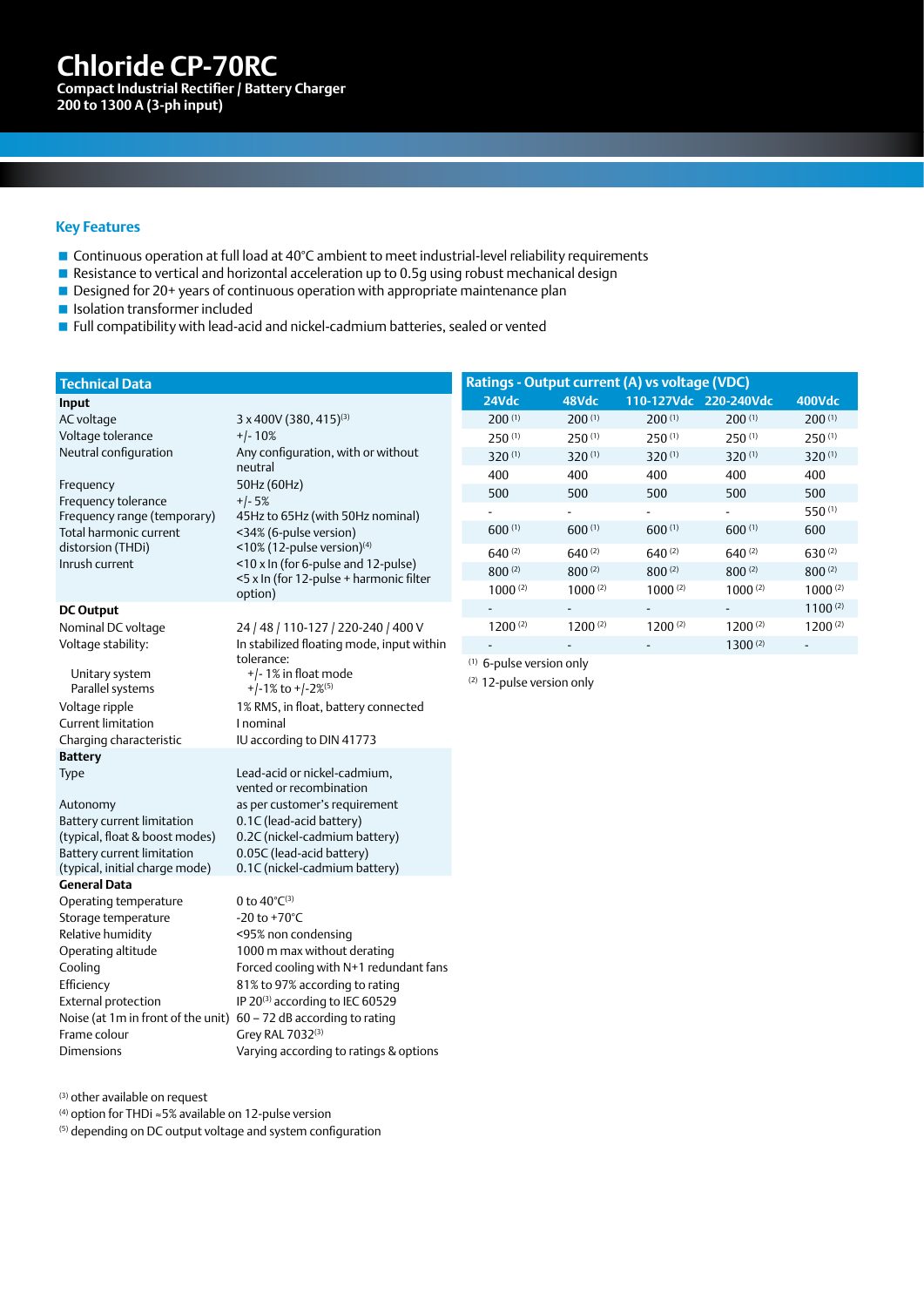# Chloride CP-70RC

**Compact Industrial Rectifier / Battery Charger**
**200 to 1300 A (3-ph input)**

## Key Features

- Continuous operation at full load at 40°C ambient to meet industrial-level reliability requirements
- Resistance to vertical and horizontal acceleration up to 0.5g using robust mechanical design
- Designed for 20+ years of continuous operation with appropriate maintenance plan
- Isolation transformer included
- Full compatibility with lead-acid and nickel-cadmium batteries, sealed or vented

## Technical Data

| | |
|---|---|
| **Input** | |
| AC voltage | 3 x 400V (380, 415)[3] |
| Voltage tolerance | +/- 10% |
| Neutral configuration | Any configuration, with or without neutral |
| Frequency | 50Hz (60Hz) |
| Frequency tolerance | +/- 5% |
| Frequency range (temporary) | 45Hz to 65Hz (with 50Hz nominal) |
| Total harmonic current distorsion (THDi) | <34% (6-pulse version)<br><10% (12-pulse version)[4] |
| Inrush current | <10 x In (for 6-pulse and 12-pulse)<br><5 x In (for 12-pulse + harmonic filter option) |
| **DC Output** | |
| Nominal DC voltage | 24 / 48 / 110-127 / 220-240 / 400 V |
| Voltage stability: | In stabilized floating mode, input within tolerance: |
| Unitary system | +/- 1% in float mode |
| Parallel systems | +/-1% to +/-2%[5] |
| Voltage ripple | 1% RMS, in float, battery connected |
| Current limitation | I nominal |
| Charging characteristic | IU according to DIN 41773 |
| **Battery** | |
| Type | Lead-acid or nickel-cadmium, vented or recombination |
| Autonomy | as per customer's requirement |
| Battery current limitation (typical, float & boost modes) | 0.1C (lead-acid battery)<br>0.2C (nickel-cadmium battery) |
| Battery current limitation (typical, initial charge mode) | 0.05C (lead-acid battery)<br>0.1C (nickel-cadmium battery) |
| **General Data** | |
| Operating temperature | 0 to 40°C[3] |
| Storage temperature | -20 to +70°C |
| Relative humidity | <95% non condensing |
| Operating altitude | 1000 m max without derating |
| Cooling | Forced cooling with N+1 redundant fans |
| Efficiency | 81% to 97% according to rating |
| External protection | IP 20[3] according to IEC 60529 |
| Noise (at 1m in front of the unit) | 60 – 72 dB according to rating |
| Frame colour | Grey RAL 7032[3] |
| Dimensions | Varying according to ratings & options |

[3] other available on request
[4] option for THDi ≈5% available on 12-pulse version
[5] depending on DC output voltage and system configuration

## Ratings - Output current (A) vs voltage (VDC)

| 24Vdc | 48Vdc | 110-127Vdc | 220-240Vdc | 400Vdc |
|---|---|---|---|---|
| 200 [1] | 200 [1] | 200 [1] | 200 [1] | 200 [1] |
| 250 [1] | 250 [1] | 250 [1] | 250 [1] | 250 [1] |
| 320 [1] | 320 [1] | 320 [1] | 320 [1] | 320 [1] |
| 400 | 400 | 400 | 400 | 400 |
| 500 | 500 | 500 | 500 | 500 |
| - | - | - | - | 550 [1] |
| 600 [1] | 600 [1] | 600 [1] | 600 [1] | 600 |
| 640 [2] | 640 [2] | 640 [2] | 640 [2] | 630 [2] |
| 800 [2] | 800 [2] | 800 [2] | 800 [2] | 800 [2] |
| 1000 [2] | 1000 [2] | 1000 [2] | 1000 [2] | 1000 [2] |
| - | - | - | - | 1100 [2] |
| 1200 [2] | 1200 [2] | 1200 [2] | 1200 [2] | 1200 [2] |
| - | - | - | 1300 [2] | - |

[1] 6-pulse version only
[2] 12-pulse version only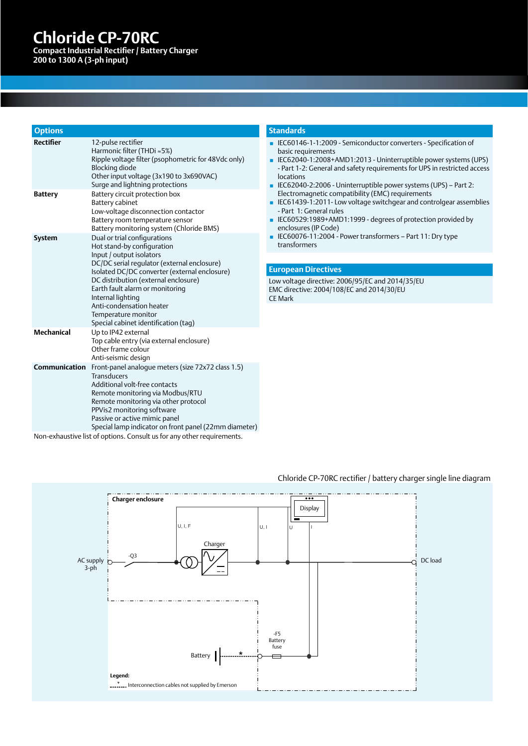# Chloride CP-70RC

**Compact Industrial Rectifier / Battery Charger**
**200 to 1300 A (3-ph input)**

## Options

| | |
|---|---|
| **Rectifier** | 12-pulse rectifier<br>Harmonic filter (THDi ≈5%)<br>Ripple voltage filter (psophometric for 48Vdc only)<br>Blocking diode<br>Other input voltage (3x190 to 3x690VAC)<br>Surge and lightning protections |
| **Battery** | Battery circuit protection box<br>Battery cabinet<br>Low-voltage disconnection contactor<br>Battery room temperature sensor<br>Battery monitoring system (Chloride BMS) |
| **System** | Dual or trial configurations<br>Hot stand-by configuration<br>Input / output isolators<br>DC/DC serial regulator (external enclosure)<br>Isolated DC/DC converter (external enclosure)<br>DC distribution (external enclosure)<br>Earth fault alarm or monitoring<br>Internal lighting<br>Anti-condensation heater<br>Temperature monitor<br>Special cabinet identification (tag) |
| **Mechanical** | Up to IP42 external<br>Top cable entry (via external enclosure)<br>Other frame colour<br>Anti-seismic design |
| **Communication** | Front-panel analogue meters (size 72x72 class 1.5)<br>Transducers<br>Additional volt-free contacts<br>Remote monitoring via Modbus/RTU<br>Remote monitoring via other protocol<br>PPVis2 monitoring software<br>Passive or active mimic panel<br>Special lamp indicator on front panel (22mm diameter) |

Non-exhaustive list of options. Consult us for any other requirements.

## Standards

- IEC60146-1-1:2009 - Semiconductor converters - Specification of basic requirements
- IEC62040-1:2008+AMD1:2013 - Uninterruptible power systems (UPS) - Part 1-2: General and safety requirements for UPS in restricted access locations
- IEC62040-2:2006 - Uninterruptible power systems (UPS) – Part 2: Electromagnetic compatibility (EMC) requirements
- IEC61439-1:2011- Low voltage switchgear and controlgear assemblies - Part 1: General rules
- IEC60529:1989+AMD1:1999 - degrees of protection provided by enclosures (IP Code)
- IEC60076-11:2004 - Power transformers – Part 11: Dry type transformers

## European Directives

Low voltage directive: 2006/95/EC and 2014/35/EU
EMC directive: 2004/108/EC and 2014/30/EU
CE Mark

Chloride CP-70RC rectifier / battery charger single line diagram

Charger enclosure
Display
U, I, F
U, I
U
I
Charger
AC supply 3-ph
-Q3
DC load
-F5 Battery fuse
Battery
Legend:
* Interconnection cables not supplied by Emerson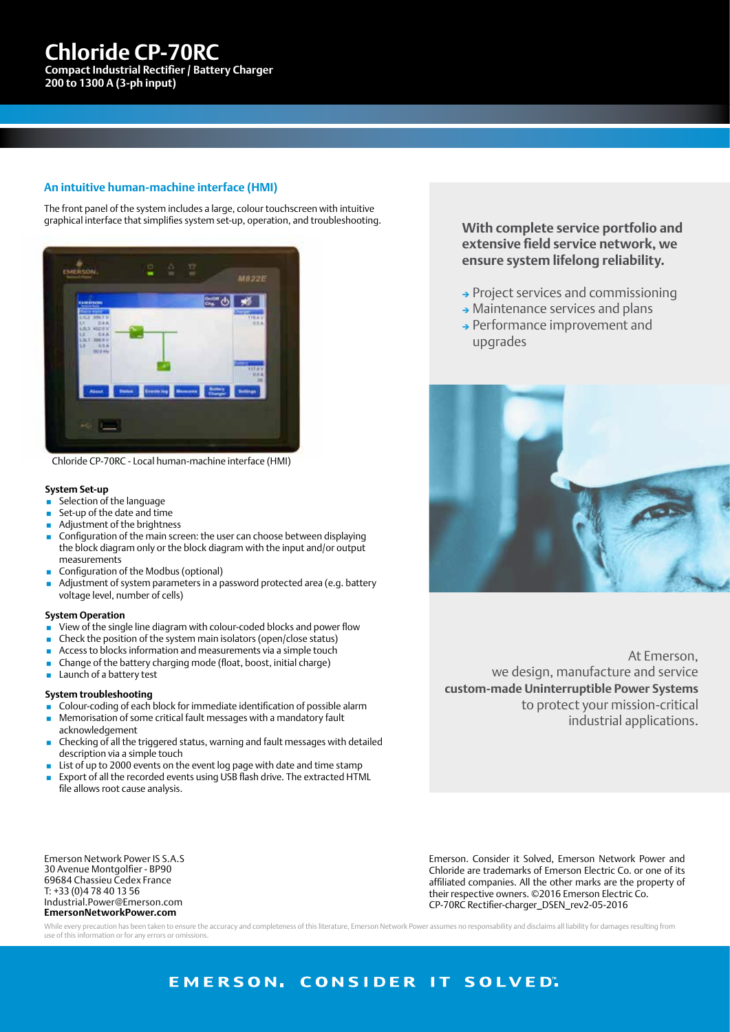# Chloride CP-70RC

**Compact Industrial Rectifier / Battery Charger**
**200 to 1300 A (3-ph input)**

## An intuitive human-machine interface (HMI)

The front panel of the system includes a large, colour touchscreen with intuitive graphical interface that simplifies system set-up, operation, and troubleshooting.

Chloride CP-70RC - Local human-machine interface (HMI)

### System Set-up

- Selection of the language
- Set-up of the date and time
- Adjustment of the brightness
- Configuration of the main screen: the user can choose between displaying the block diagram only or the block diagram with the input and/or output measurements
- Configuration of the Modbus (optional)
- Adjustment of system parameters in a password protected area (e.g. battery voltage level, number of cells)

### System Operation

- View of the single line diagram with colour-coded blocks and power flow
- Check the position of the system main isolators (open/close status)
- Access to blocks information and measurements via a simple touch
- Change of the battery charging mode (float, boost, initial charge)
- Launch of a battery test

### System troubleshooting

- Colour-coding of each block for immediate identification of possible alarm
- Memorisation of some critical fault messages with a mandatory fault acknowledgement
- Checking of all the triggered status, warning and fault messages with detailed description via a simple touch
- List of up to 2000 events on the event log page with date and time stamp
- Export of all the recorded events using USB flash drive. The extracted HTML file allows root cause analysis.

**With complete service portfolio and extensive field service network, we ensure system lifelong reliability.**

- Project services and commissioning
- Maintenance services and plans
- Performance improvement and upgrades

At Emerson,
we design, manufacture and service
**custom-made Uninterruptible Power Systems**
to protect your mission-critical
industrial applications.

Emerson Network Power IS S.A.S
30 Avenue Montgolfier - BP90
69684 Chassieu Cedex France
T: +33 (0)4 78 40 13 56
Industrial.Power@Emerson.com
**EmersonNetworkPower.com**

Emerson. Consider it Solved, Emerson Network Power and Chloride are trademarks of Emerson Electric Co. or one of its affiliated companies. All the other marks are the property of their respective owners. ©2016 Emerson Electric Co.
CP-70RC Rectifier-charger_DSEN_rev2-05-2016

While every precaution has been taken to ensure the accuracy and completeness of this literature, Emerson Network Power assumes no responsability and disclaims all liability for damages resulting from use of this information or for any errors or omissions.

**EMERSON. CONSIDER IT SOLVED.**